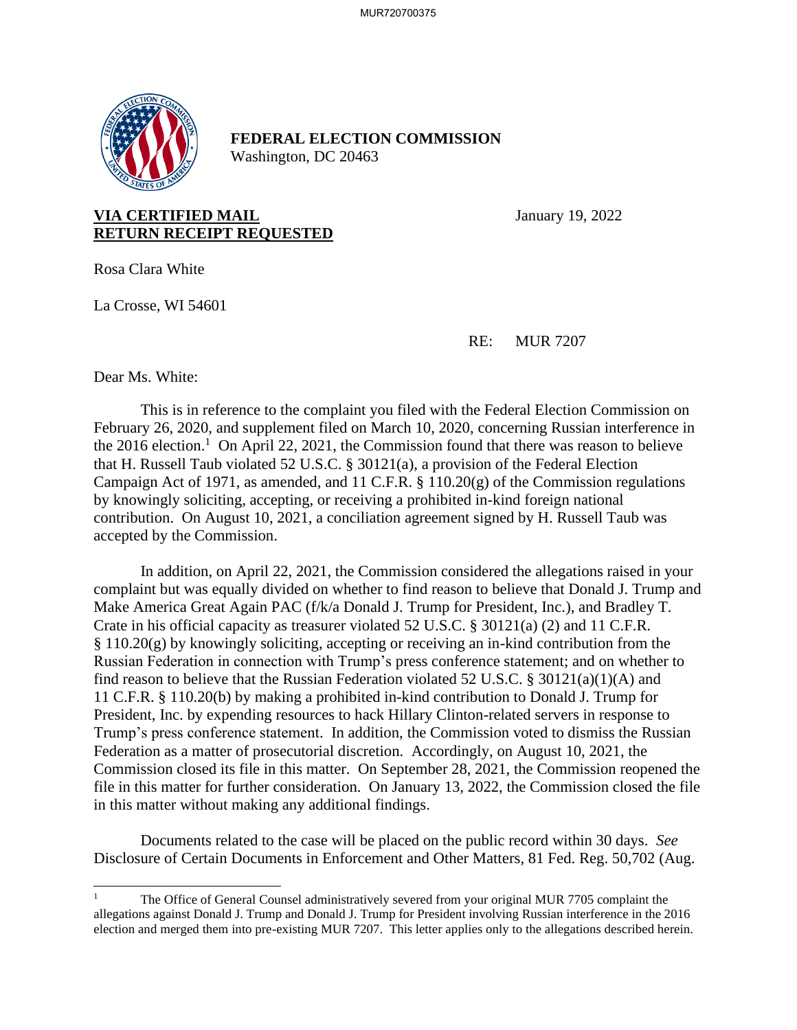**FEDERAL ELECTION COMMISSION**
Washington, DC 20463

**VIA CERTIFIED MAIL**
**RETURN RECEIPT REQUESTED**

January 19, 2022

Rosa Clara White

La Crosse, WI 54601

RE: MUR 7207

Dear Ms. White:

This is in reference to the complaint you filed with the Federal Election Commission on February 26, 2020, and supplement filed on March 10, 2020, concerning Russian interference in the 2016 election.[1] On April 22, 2021, the Commission found that there was reason to believe that H. Russell Taub violated 52 U.S.C. § 30121(a), a provision of the Federal Election Campaign Act of 1971, as amended, and 11 C.F.R. § 110.20(g) of the Commission regulations by knowingly soliciting, accepting, or receiving a prohibited in-kind foreign national contribution. On August 10, 2021, a conciliation agreement signed by H. Russell Taub was accepted by the Commission.

In addition, on April 22, 2021, the Commission considered the allegations raised in your complaint but was equally divided on whether to find reason to believe that Donald J. Trump and Make America Great Again PAC (f/k/a Donald J. Trump for President, Inc.), and Bradley T. Crate in his official capacity as treasurer violated 52 U.S.C. § 30121(a) (2) and 11 C.F.R. § 110.20(g) by knowingly soliciting, accepting or receiving an in-kind contribution from the Russian Federation in connection with Trump's press conference statement; and on whether to find reason to believe that the Russian Federation violated 52 U.S.C. § 30121(a)(1)(A) and 11 C.F.R. § 110.20(b) by making a prohibited in-kind contribution to Donald J. Trump for President, Inc. by expending resources to hack Hillary Clinton-related servers in response to Trump's press conference statement. In addition, the Commission voted to dismiss the Russian Federation as a matter of prosecutorial discretion. Accordingly, on August 10, 2021, the Commission closed its file in this matter. On September 28, 2021, the Commission reopened the file in this matter for further consideration. On January 13, 2022, the Commission closed the file in this matter without making any additional findings.

Documents related to the case will be placed on the public record within 30 days. *See* Disclosure of Certain Documents in Enforcement and Other Matters, 81 Fed. Reg. 50,702 (Aug.

---

[1] The Office of General Counsel administratively severed from your original MUR 7705 complaint the allegations against Donald J. Trump and Donald J. Trump for President involving Russian interference in the 2016 election and merged them into pre-existing MUR 7207. This letter applies only to the allegations described herein.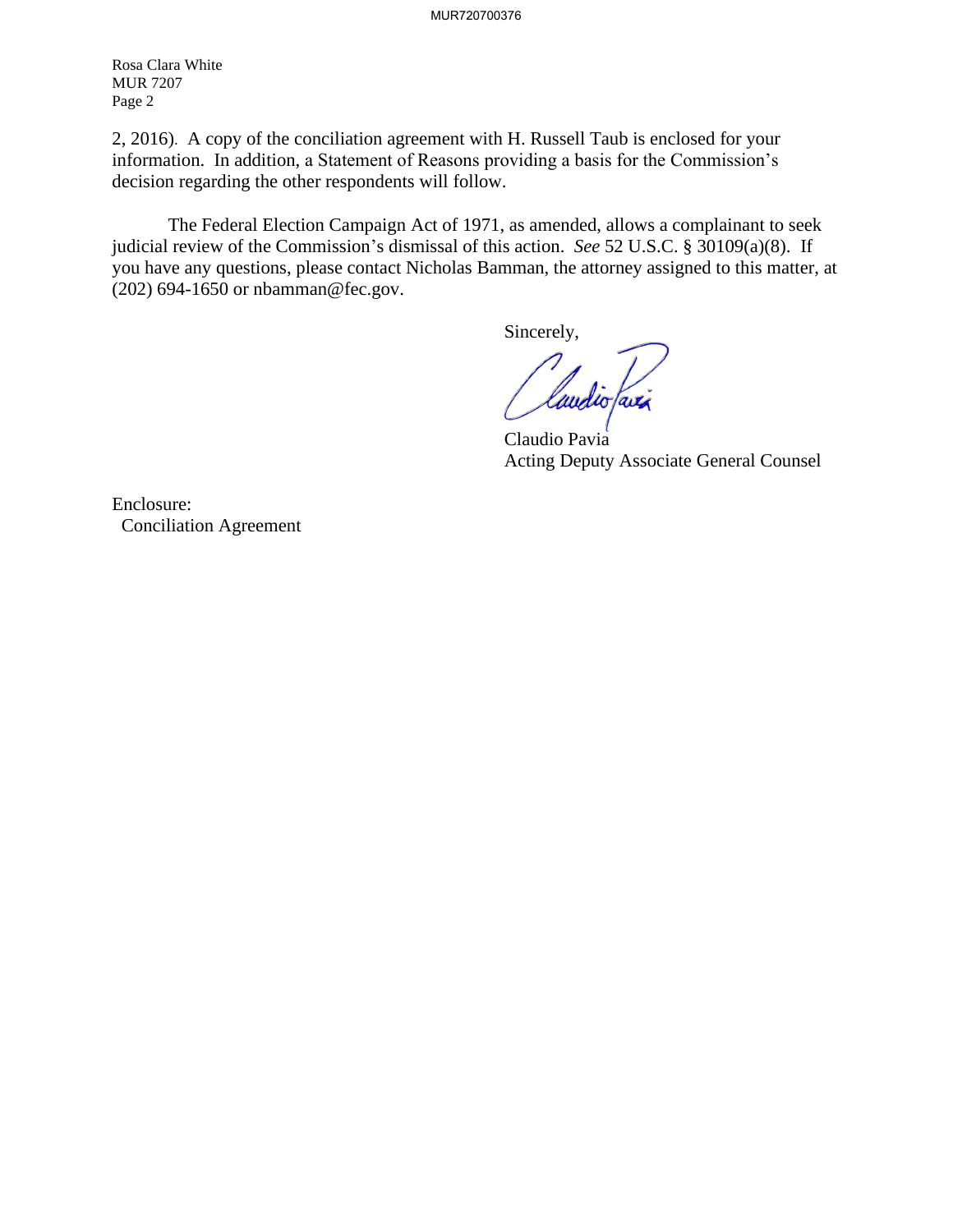Rosa Clara White
MUR 7207
Page 2

2, 2016). A copy of the conciliation agreement with H. Russell Taub is enclosed for your information. In addition, a Statement of Reasons providing a basis for the Commission's decision regarding the other respondents will follow.

The Federal Election Campaign Act of 1971, as amended, allows a complainant to seek judicial review of the Commission's dismissal of this action. *See* 52 U.S.C. § 30109(a)(8). If you have any questions, please contact Nicholas Bamman, the attorney assigned to this matter, at (202) 694-1650 or nbamman@fec.gov.

Sincerely,

Claudio Pavia
Acting Deputy Associate General Counsel

Enclosure:
Conciliation Agreement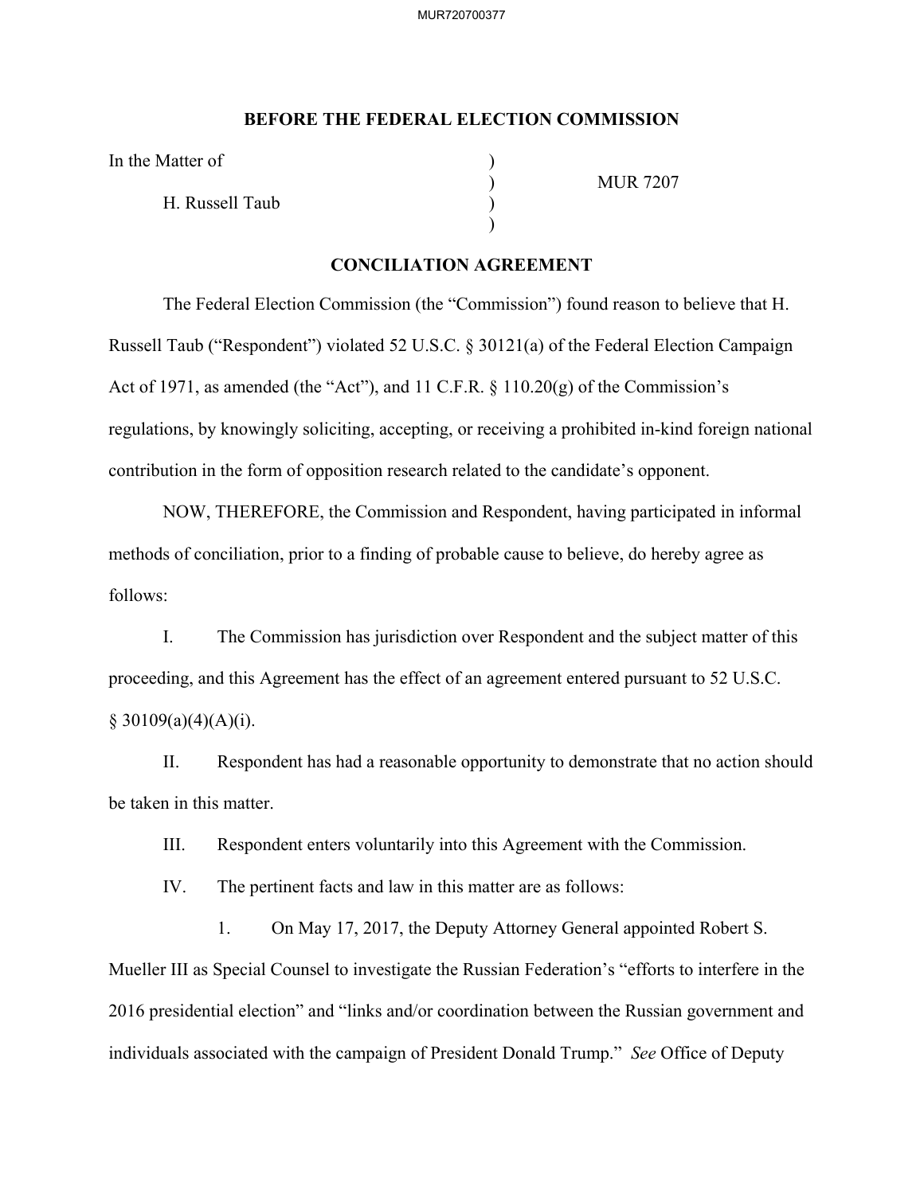**BEFORE THE FEDERAL ELECTION COMMISSION**

In the Matter of )
) MUR 7207
H. Russell Taub )
)

**CONCILIATION AGREEMENT**

The Federal Election Commission (the "Commission") found reason to believe that H. Russell Taub ("Respondent") violated 52 U.S.C. § 30121(a) of the Federal Election Campaign Act of 1971, as amended (the "Act"), and 11 C.F.R. § 110.20(g) of the Commission's regulations, by knowingly soliciting, accepting, or receiving a prohibited in-kind foreign national contribution in the form of opposition research related to the candidate's opponent.

NOW, THEREFORE, the Commission and Respondent, having participated in informal methods of conciliation, prior to a finding of probable cause to believe, do hereby agree as follows:

I. The Commission has jurisdiction over Respondent and the subject matter of this proceeding, and this Agreement has the effect of an agreement entered pursuant to 52 U.S.C. § 30109(a)(4)(A)(i).

II. Respondent has had a reasonable opportunity to demonstrate that no action should be taken in this matter.

III. Respondent enters voluntarily into this Agreement with the Commission.

IV. The pertinent facts and law in this matter are as follows:

1. On May 17, 2017, the Deputy Attorney General appointed Robert S. Mueller III as Special Counsel to investigate the Russian Federation's "efforts to interfere in the 2016 presidential election" and "links and/or coordination between the Russian government and individuals associated with the campaign of President Donald Trump." *See* Office of Deputy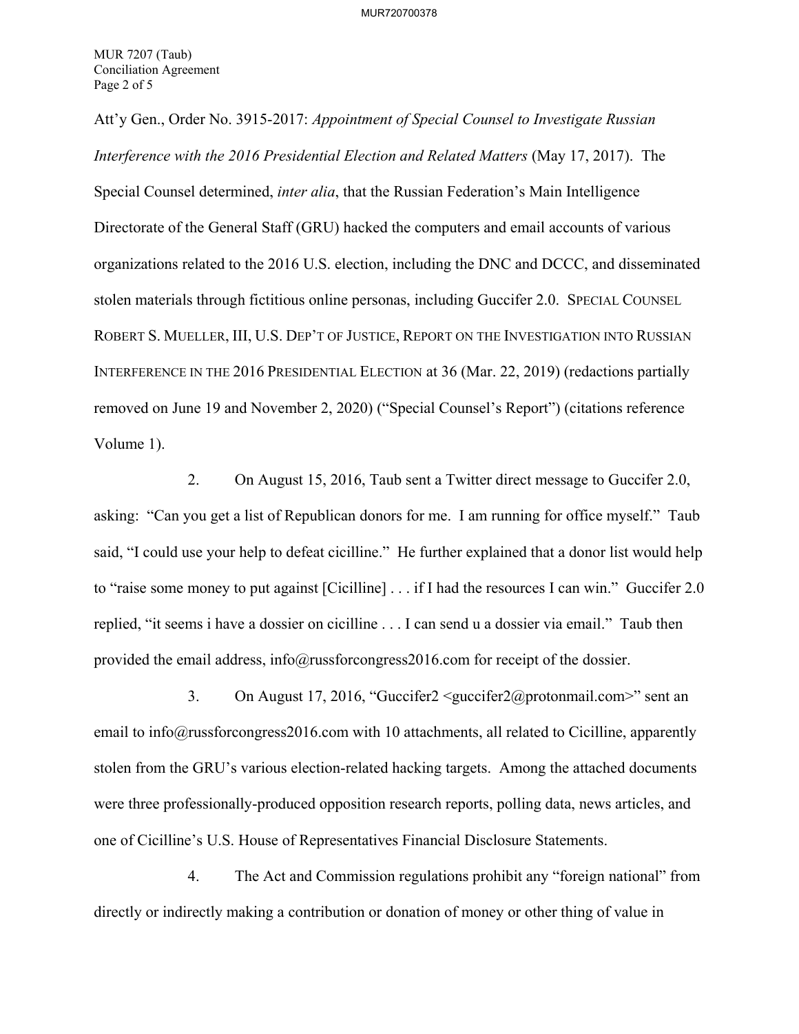Att'y Gen., Order No. 3915-2017: *Appointment of Special Counsel to Investigate Russian Interference with the 2016 Presidential Election and Related Matters* (May 17, 2017). The Special Counsel determined, *inter alia*, that the Russian Federation's Main Intelligence Directorate of the General Staff (GRU) hacked the computers and email accounts of various organizations related to the 2016 U.S. election, including the DNC and DCCC, and disseminated stolen materials through fictitious online personas, including Guccifer 2.0. SPECIAL COUNSEL ROBERT S. MUELLER, III, U.S. DEP'T OF JUSTICE, REPORT ON THE INVESTIGATION INTO RUSSIAN INTERFERENCE IN THE 2016 PRESIDENTIAL ELECTION at 36 (Mar. 22, 2019) (redactions partially removed on June 19 and November 2, 2020) ("Special Counsel's Report") (citations reference Volume 1).

2. On August 15, 2016, Taub sent a Twitter direct message to Guccifer 2.0, asking: "Can you get a list of Republican donors for me. I am running for office myself." Taub said, "I could use your help to defeat cicilline." He further explained that a donor list would help to "raise some money to put against [Cicilline] . . . if I had the resources I can win." Guccifer 2.0 replied, "it seems i have a dossier on cicilline . . . I can send u a dossier via email." Taub then provided the email address, info@russforcongress2016.com for receipt of the dossier.

3. On August 17, 2016, "Guccifer2 <guccifer2@protonmail.com>" sent an email to info@russforcongress2016.com with 10 attachments, all related to Cicilline, apparently stolen from the GRU's various election-related hacking targets. Among the attached documents were three professionally-produced opposition research reports, polling data, news articles, and one of Cicilline's U.S. House of Representatives Financial Disclosure Statements.

4. The Act and Commission regulations prohibit any "foreign national" from directly or indirectly making a contribution or donation of money or other thing of value in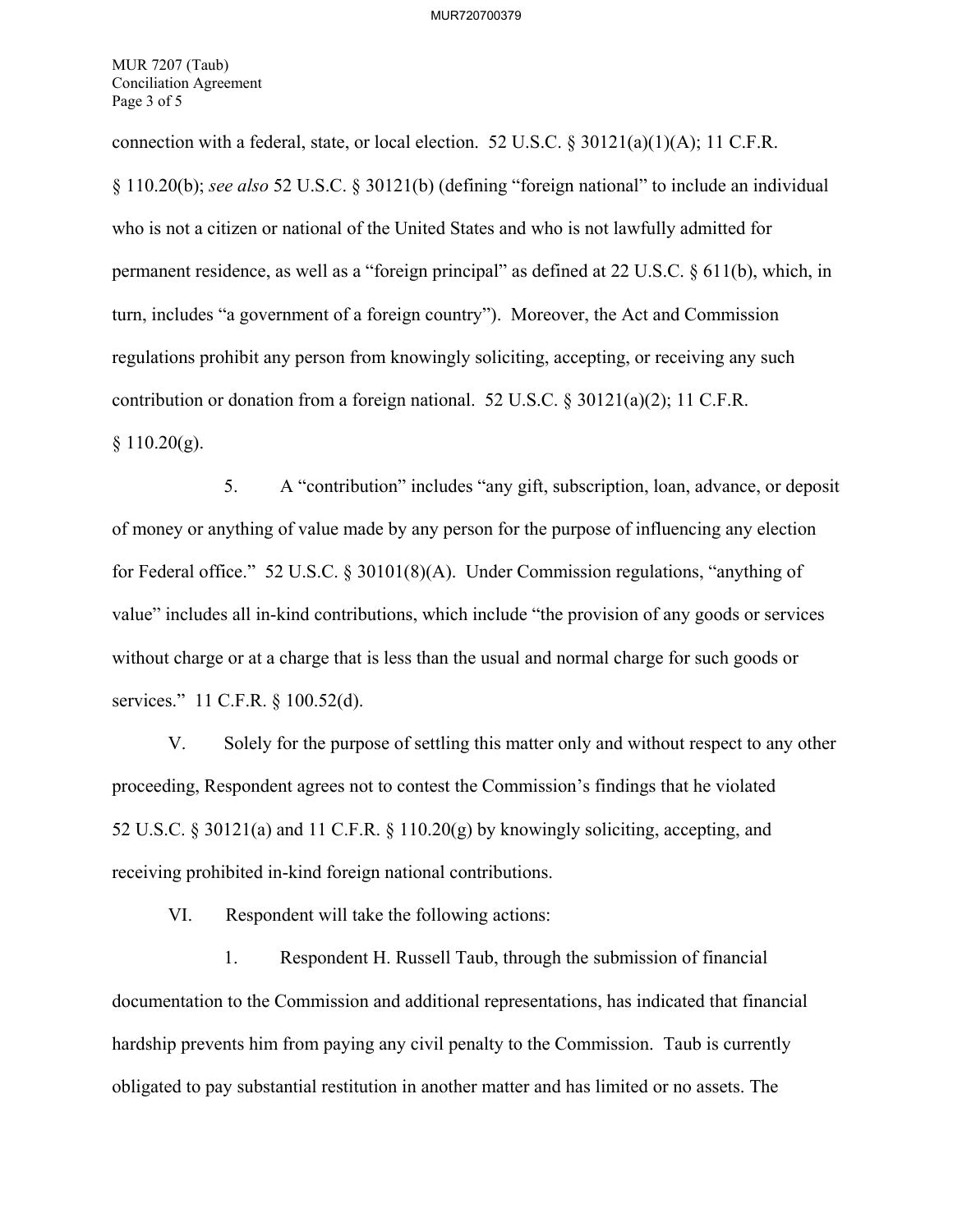connection with a federal, state, or local election. 52 U.S.C. § 30121(a)(1)(A); 11 C.F.R. § 110.20(b); *see also* 52 U.S.C. § 30121(b) (defining "foreign national" to include an individual who is not a citizen or national of the United States and who is not lawfully admitted for permanent residence, as well as a "foreign principal" as defined at 22 U.S.C. § 611(b), which, in turn, includes "a government of a foreign country"). Moreover, the Act and Commission regulations prohibit any person from knowingly soliciting, accepting, or receiving any such contribution or donation from a foreign national. 52 U.S.C. § 30121(a)(2); 11 C.F.R. § 110.20(g).

5. A "contribution" includes "any gift, subscription, loan, advance, or deposit of money or anything of value made by any person for the purpose of influencing any election for Federal office." 52 U.S.C. § 30101(8)(A). Under Commission regulations, "anything of value" includes all in-kind contributions, which include "the provision of any goods or services without charge or at a charge that is less than the usual and normal charge for such goods or services." 11 C.F.R. § 100.52(d).

V. Solely for the purpose of settling this matter only and without respect to any other proceeding, Respondent agrees not to contest the Commission's findings that he violated 52 U.S.C. § 30121(a) and 11 C.F.R. § 110.20(g) by knowingly soliciting, accepting, and receiving prohibited in-kind foreign national contributions.

VI. Respondent will take the following actions:

1. Respondent H. Russell Taub, through the submission of financial documentation to the Commission and additional representations, has indicated that financial hardship prevents him from paying any civil penalty to the Commission. Taub is currently obligated to pay substantial restitution in another matter and has limited or no assets. The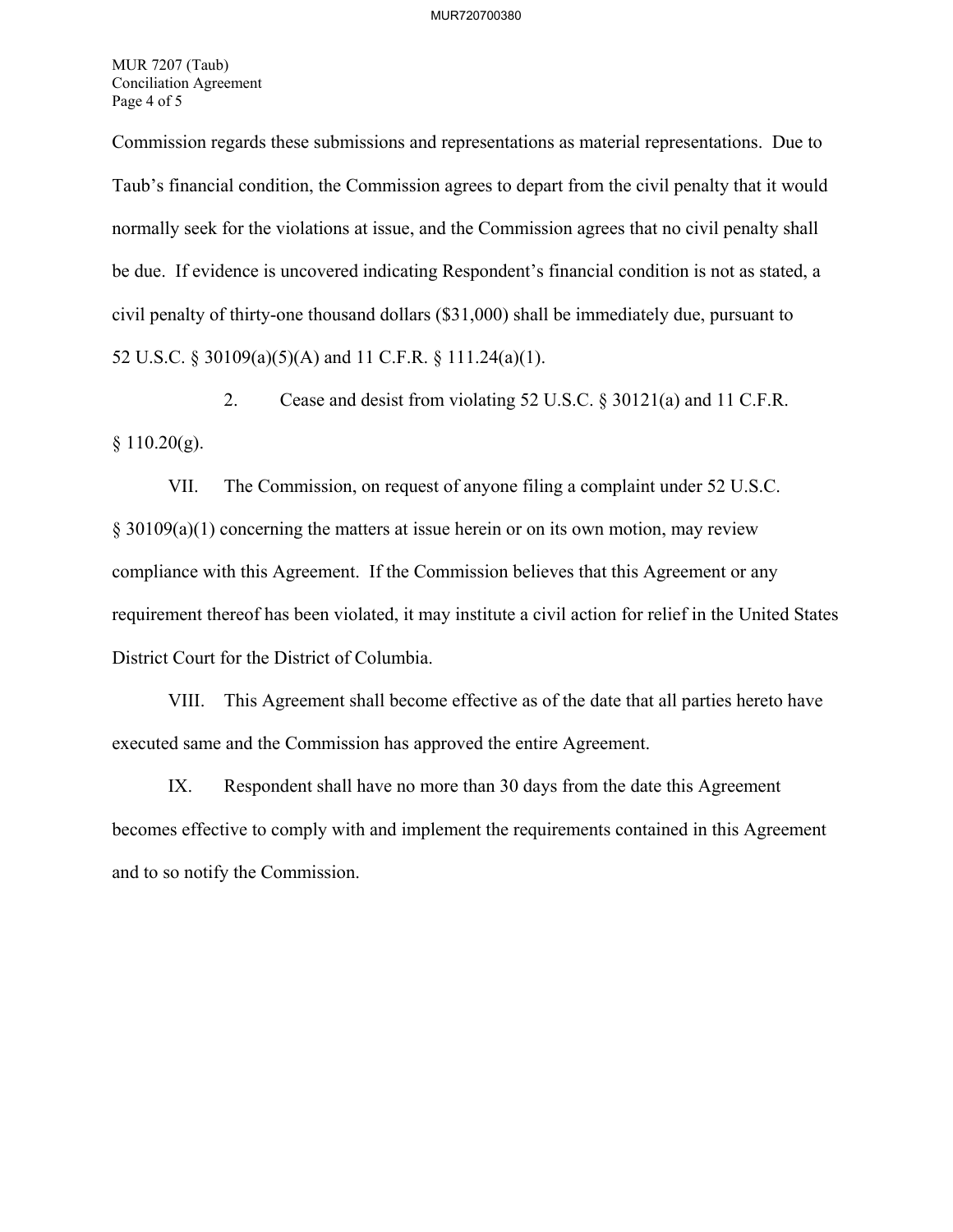Commission regards these submissions and representations as material representations. Due to Taub's financial condition, the Commission agrees to depart from the civil penalty that it would normally seek for the violations at issue, and the Commission agrees that no civil penalty shall be due. If evidence is uncovered indicating Respondent's financial condition is not as stated, a civil penalty of thirty-one thousand dollars ($31,000) shall be immediately due, pursuant to 52 U.S.C. § 30109(a)(5)(A) and 11 C.F.R. § 111.24(a)(1).

2. Cease and desist from violating 52 U.S.C. § 30121(a) and 11 C.F.R. § 110.20(g).

VII. The Commission, on request of anyone filing a complaint under 52 U.S.C. § 30109(a)(1) concerning the matters at issue herein or on its own motion, may review compliance with this Agreement. If the Commission believes that this Agreement or any requirement thereof has been violated, it may institute a civil action for relief in the United States District Court for the District of Columbia.

VIII. This Agreement shall become effective as of the date that all parties hereto have executed same and the Commission has approved the entire Agreement.

IX. Respondent shall have no more than 30 days from the date this Agreement becomes effective to comply with and implement the requirements contained in this Agreement and to so notify the Commission.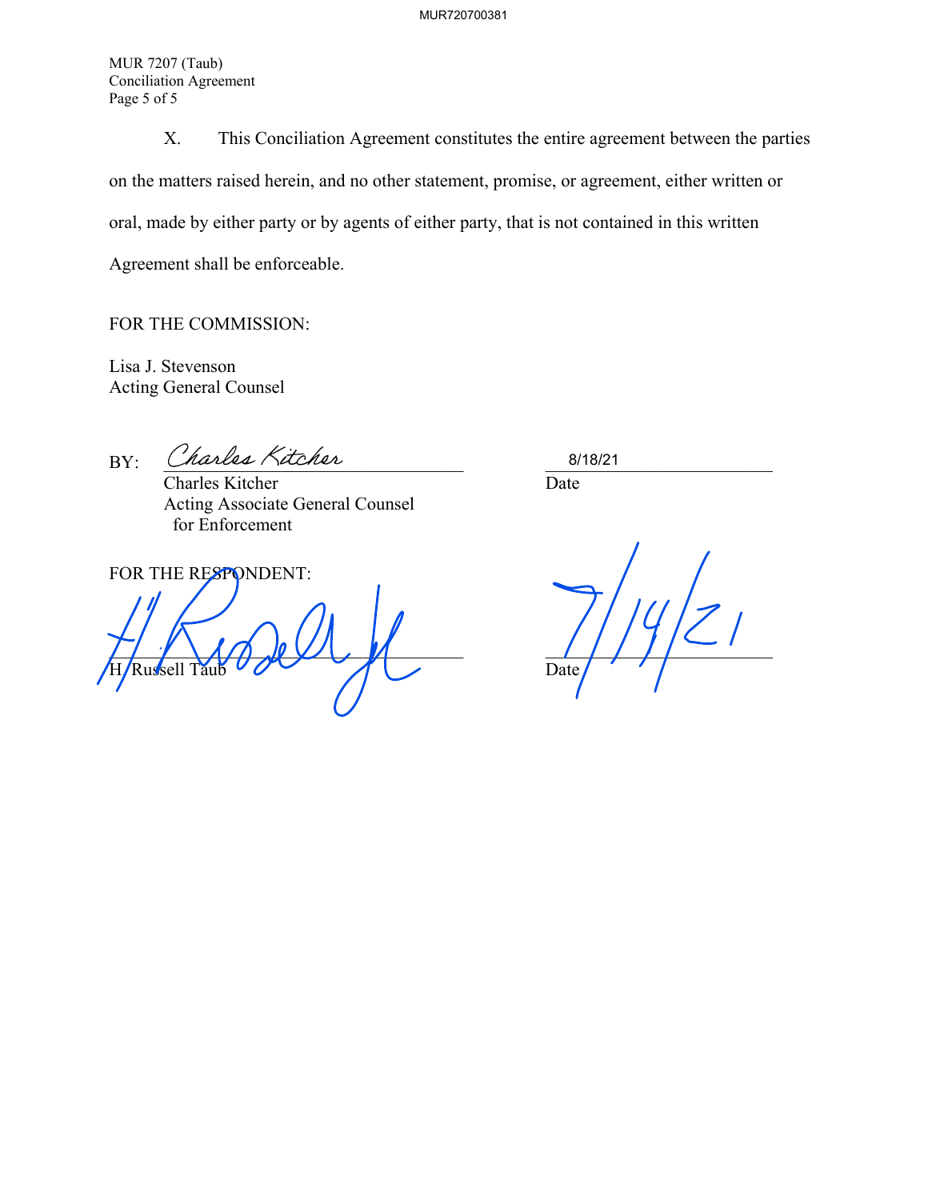MUR 7207 (Taub)
Conciliation Agreement
Page 5 of 5

X. This Conciliation Agreement constitutes the entire agreement between the parties on the matters raised herein, and no other statement, promise, or agreement, either written or oral, made by either party or by agents of either party, that is not contained in this written Agreement shall be enforceable.

FOR THE COMMISSION:

Lisa J. Stevenson
Acting General Counsel

BY: *Charles Kitcher* — 8/18/21
Charles Kitcher — Date
Acting Associate General Counsel
for Enforcement

FOR THE RESPONDENT:

*H. Russell Jr* — 7/14/21
H. Russell Taub — Date